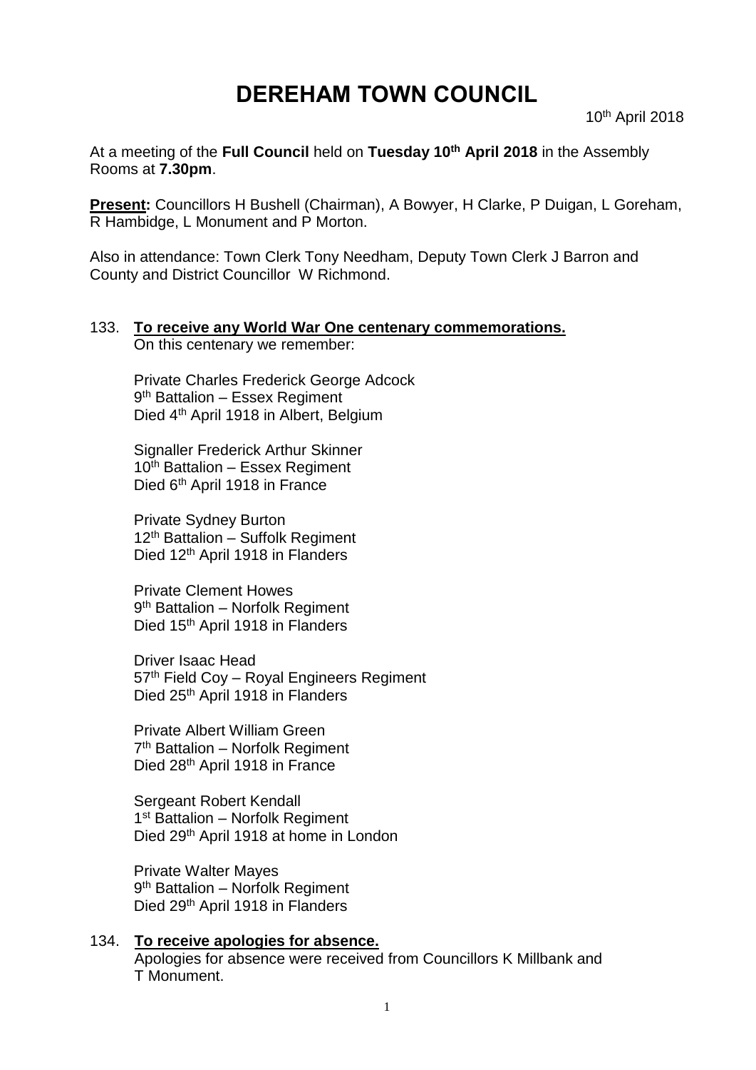# DEREHAM TOWN COUNCIL

10th April 2018

At a meeting of the **Full Council** held on **Tuesday 10th April 2018** in the Assembly Rooms at **7.30pm**.

**Present:** Councillors H Bushell (Chairman), A Bowyer, H Clarke, P Duigan, L Goreham, R Hambidge, L Monument and P Morton.

Also in attendance: Town Clerk Tony Needham, Deputy Town Clerk J Barron and County and District Councillor W Richmond.

133. **To receive any World War One centenary commemorations.**
On this centenary we remember:

Private Charles Frederick George Adcock
9th Battalion – Essex Regiment
Died 4th April 1918 in Albert, Belgium

Signaller Frederick Arthur Skinner
10th Battalion – Essex Regiment
Died 6th April 1918 in France

Private Sydney Burton
12th Battalion – Suffolk Regiment
Died 12th April 1918 in Flanders

Private Clement Howes
9th Battalion – Norfolk Regiment
Died 15th April 1918 in Flanders

Driver Isaac Head
57th Field Coy – Royal Engineers Regiment
Died 25th April 1918 in Flanders

Private Albert William Green
7th Battalion – Norfolk Regiment
Died 28th April 1918 in France

Sergeant Robert Kendall
1st Battalion – Norfolk Regiment
Died 29th April 1918 at home in London

Private Walter Mayes
9th Battalion – Norfolk Regiment
Died 29th April 1918 in Flanders

134. **To receive apologies for absence.**
Apologies for absence were received from Councillors K Millbank and T Monument.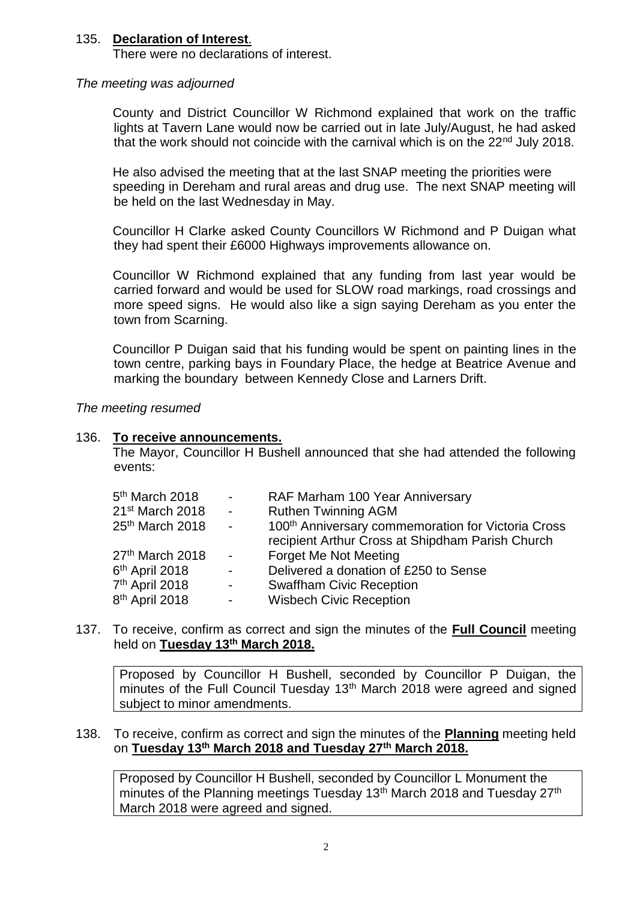135. **Declaration of Interest**.
There were no declarations of interest.

*The meeting was adjourned*

County and District Councillor W Richmond explained that work on the traffic lights at Tavern Lane would now be carried out in late July/August, he had asked that the work should not coincide with the carnival which is on the 22nd July 2018.

He also advised the meeting that at the last SNAP meeting the priorities were speeding in Dereham and rural areas and drug use. The next SNAP meeting will be held on the last Wednesday in May.

Councillor H Clarke asked County Councillors W Richmond and P Duigan what they had spent their £6000 Highways improvements allowance on.

Councillor W Richmond explained that any funding from last year would be carried forward and would be used for SLOW road markings, road crossings and more speed signs. He would also like a sign saying Dereham as you enter the town from Scarning.

Councillor P Duigan said that his funding would be spent on painting lines in the town centre, parking bays in Foundary Place, the hedge at Beatrice Avenue and marking the boundary between Kennedy Close and Larners Drift.

*The meeting resumed*

136. **To receive announcements.**
The Mayor, Councillor H Bushell announced that she had attended the following events:

| | | |
|---|---|---|
| 5th March 2018 | - | RAF Marham 100 Year Anniversary |
| 21st March 2018 | - | Ruthen Twinning AGM |
| 25th March 2018 | - | 100th Anniversary commemoration for Victoria Cross recipient Arthur Cross at Shipdham Parish Church |
| 27th March 2018 | - | Forget Me Not Meeting |
| 6th April 2018 | - | Delivered a donation of £250 to Sense |
| 7th April 2018 | - | Swaffham Civic Reception |
| 8th April 2018 | - | Wisbech Civic Reception |

137. To receive, confirm as correct and sign the minutes of the **Full Council** meeting held on **Tuesday 13th March 2018.**

Proposed by Councillor H Bushell, seconded by Councillor P Duigan, the minutes of the Full Council Tuesday 13th March 2018 were agreed and signed subject to minor amendments.

138. To receive, confirm as correct and sign the minutes of the **Planning** meeting held on **Tuesday 13th March 2018 and Tuesday 27th March 2018.**

Proposed by Councillor H Bushell, seconded by Councillor L Monument the minutes of the Planning meetings Tuesday 13th March 2018 and Tuesday 27th March 2018 were agreed and signed.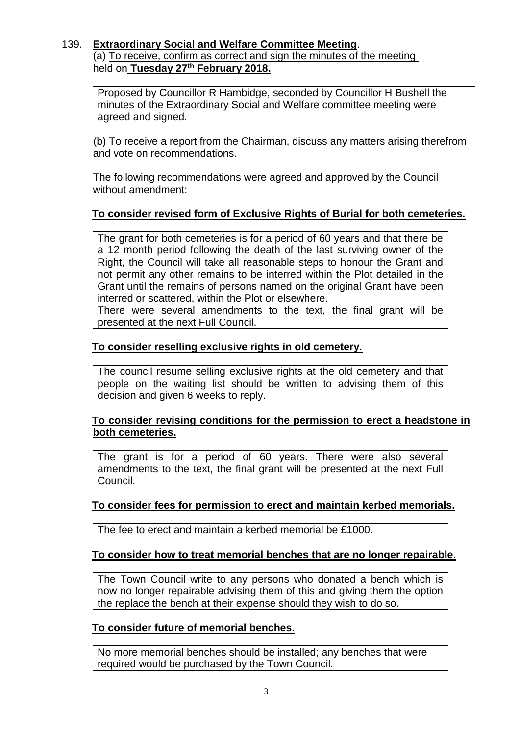139. **Extraordinary Social and Welfare Committee Meeting**.

(a) To receive, confirm as correct and sign the minutes of the meeting held on **Tuesday 27th February 2018.**

Proposed by Councillor R Hambidge, seconded by Councillor H Bushell the minutes of the Extraordinary Social and Welfare committee meeting were agreed and signed.

(b) To receive a report from the Chairman, discuss any matters arising therefrom and vote on recommendations.

The following recommendations were agreed and approved by the Council without amendment:

**To consider revised form of Exclusive Rights of Burial for both cemeteries.**

The grant for both cemeteries is for a period of 60 years and that there be a 12 month period following the death of the last surviving owner of the Right, the Council will take all reasonable steps to honour the Grant and not permit any other remains to be interred within the Plot detailed in the Grant until the remains of persons named on the original Grant have been interred or scattered, within the Plot or elsewhere.
There were several amendments to the text, the final grant will be presented at the next Full Council.

**To consider reselling exclusive rights in old cemetery.**

The council resume selling exclusive rights at the old cemetery and that people on the waiting list should be written to advising them of this decision and given 6 weeks to reply.

**To consider revising conditions for the permission to erect a headstone in both cemeteries.**

The grant is for a period of 60 years. There were also several amendments to the text, the final grant will be presented at the next Full Council.

**To consider fees for permission to erect and maintain kerbed memorials.**

The fee to erect and maintain a kerbed memorial be £1000.

**To consider how to treat memorial benches that are no longer repairable.**

The Town Council write to any persons who donated a bench which is now no longer repairable advising them of this and giving them the option the replace the bench at their expense should they wish to do so.

**To consider future of memorial benches.**

No more memorial benches should be installed; any benches that were required would be purchased by the Town Council.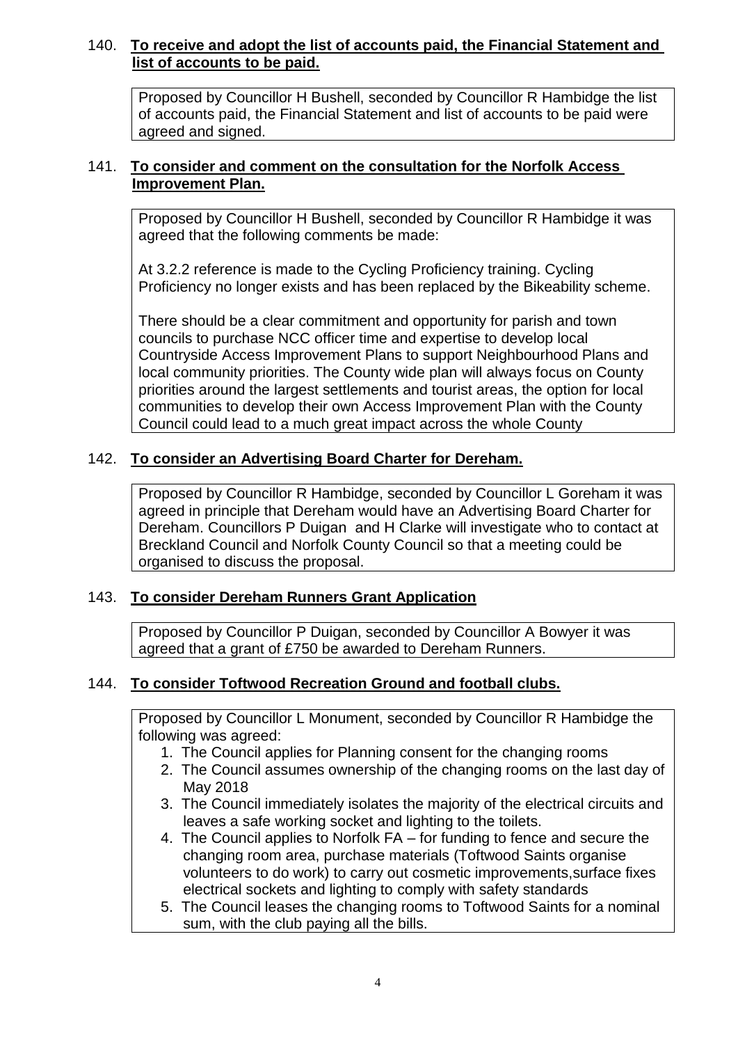140. **To receive and adopt the list of accounts paid, the Financial Statement and list of accounts to be paid.**

Proposed by Councillor H Bushell, seconded by Councillor R Hambidge the list of accounts paid, the Financial Statement and list of accounts to be paid were agreed and signed.

141. **To consider and comment on the consultation for the Norfolk Access Improvement Plan.**

Proposed by Councillor H Bushell, seconded by Councillor R Hambidge it was agreed that the following comments be made:

At 3.2.2 reference is made to the Cycling Proficiency training. Cycling Proficiency no longer exists and has been replaced by the Bikeability scheme.

There should be a clear commitment and opportunity for parish and town councils to purchase NCC officer time and expertise to develop local Countryside Access Improvement Plans to support Neighbourhood Plans and local community priorities. The County wide plan will always focus on County priorities around the largest settlements and tourist areas, the option for local communities to develop their own Access Improvement Plan with the County Council could lead to a much great impact across the whole County

142. **To consider an Advertising Board Charter for Dereham.**

Proposed by Councillor R Hambidge, seconded by Councillor L Goreham it was agreed in principle that Dereham would have an Advertising Board Charter for Dereham. Councillors P Duigan and H Clarke will investigate who to contact at Breckland Council and Norfolk County Council so that a meeting could be organised to discuss the proposal.

143. **To consider Dereham Runners Grant Application**

Proposed by Councillor P Duigan, seconded by Councillor A Bowyer it was agreed that a grant of £750 be awarded to Dereham Runners.

144. **To consider Toftwood Recreation Ground and football clubs.**

Proposed by Councillor L Monument, seconded by Councillor R Hambidge the following was agreed:

1. The Council applies for Planning consent for the changing rooms
2. The Council assumes ownership of the changing rooms on the last day of May 2018
3. The Council immediately isolates the majority of the electrical circuits and leaves a safe working socket and lighting to the toilets.
4. The Council applies to Norfolk FA – for funding to fence and secure the changing room area, purchase materials (Toftwood Saints organise volunteers to do work) to carry out cosmetic improvements,surface fixes electrical sockets and lighting to comply with safety standards
5. The Council leases the changing rooms to Toftwood Saints for a nominal sum, with the club paying all the bills.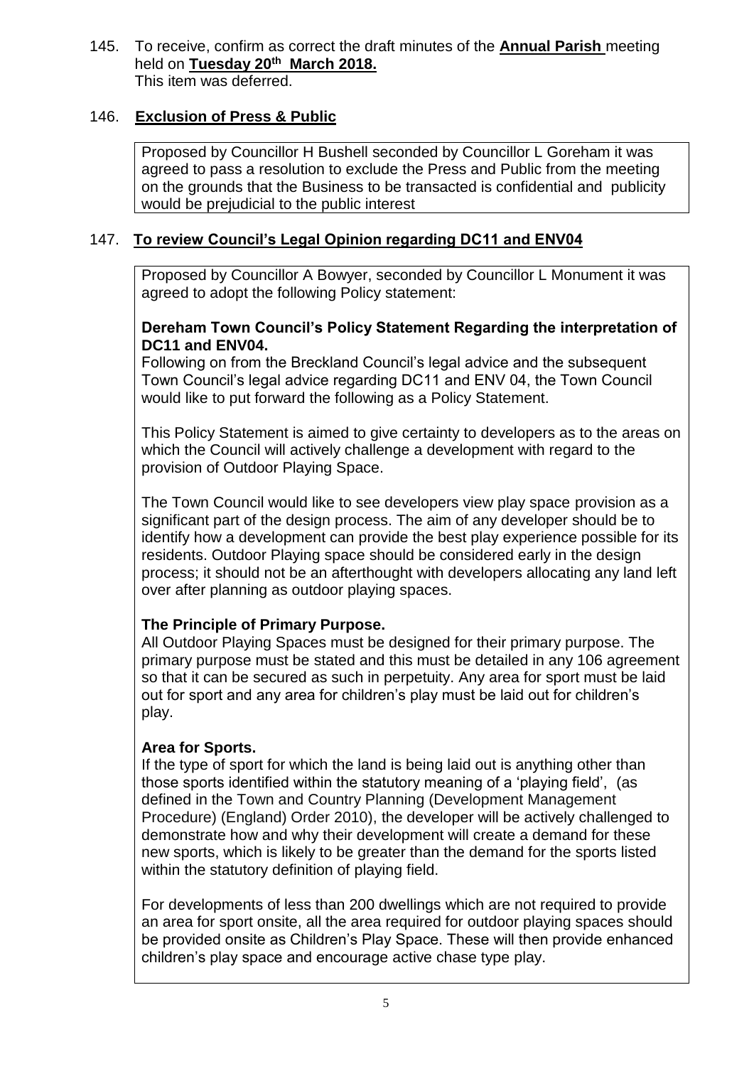145. To receive, confirm as correct the draft minutes of the **Annual Parish** meeting held on **Tuesday 20th March 2018.**
This item was deferred.

146. **Exclusion of Press & Public**

Proposed by Councillor H Bushell seconded by Councillor L Goreham it was agreed to pass a resolution to exclude the Press and Public from the meeting on the grounds that the Business to be transacted is confidential and publicity would be prejudicial to the public interest

147. **To review Council's Legal Opinion regarding DC11 and ENV04**

Proposed by Councillor A Bowyer, seconded by Councillor L Monument it was agreed to adopt the following Policy statement:

**Dereham Town Council's Policy Statement Regarding the interpretation of DC11 and ENV04.**

Following on from the Breckland Council's legal advice and the subsequent Town Council's legal advice regarding DC11 and ENV 04, the Town Council would like to put forward the following as a Policy Statement.

This Policy Statement is aimed to give certainty to developers as to the areas on which the Council will actively challenge a development with regard to the provision of Outdoor Playing Space.

The Town Council would like to see developers view play space provision as a significant part of the design process. The aim of any developer should be to identify how a development can provide the best play experience possible for its residents. Outdoor Playing space should be considered early in the design process; it should not be an afterthought with developers allocating any land left over after planning as outdoor playing spaces.

**The Principle of Primary Purpose.**

All Outdoor Playing Spaces must be designed for their primary purpose. The primary purpose must be stated and this must be detailed in any 106 agreement so that it can be secured as such in perpetuity. Any area for sport must be laid out for sport and any area for children's play must be laid out for children's play.

**Area for Sports.**

If the type of sport for which the land is being laid out is anything other than those sports identified within the statutory meaning of a 'playing field', (as defined in the Town and Country Planning (Development Management Procedure) (England) Order 2010), the developer will be actively challenged to demonstrate how and why their development will create a demand for these new sports, which is likely to be greater than the demand for the sports listed within the statutory definition of playing field.

For developments of less than 200 dwellings which are not required to provide an area for sport onsite, all the area required for outdoor playing spaces should be provided onsite as Children's Play Space. These will then provide enhanced children's play space and encourage active chase type play.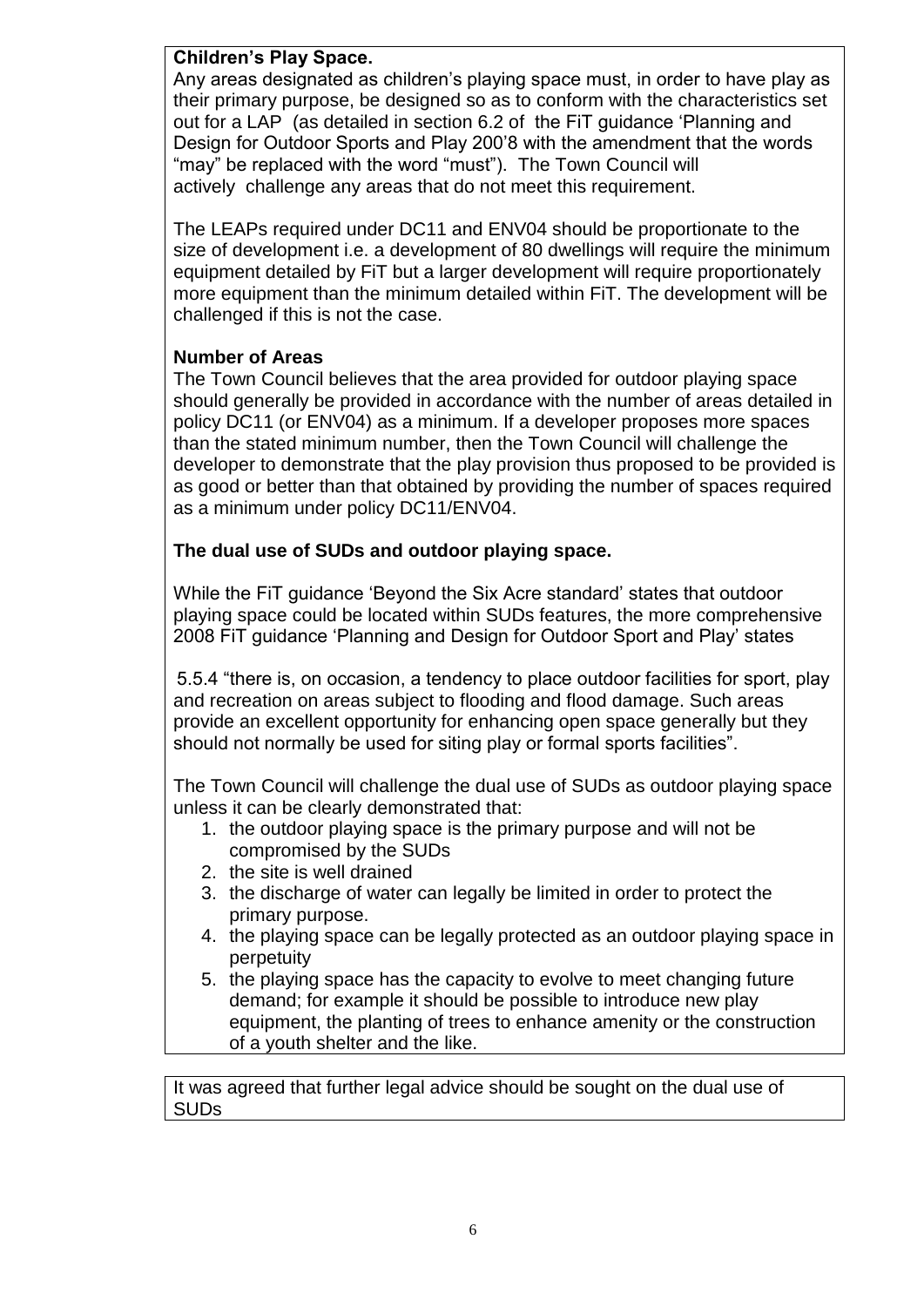**Children's Play Space.**

Any areas designated as children's playing space must, in order to have play as their primary purpose, be designed so as to conform with the characteristics set out for a LAP (as detailed in section 6.2 of the FiT guidance 'Planning and Design for Outdoor Sports and Play 200'8 with the amendment that the words "may" be replaced with the word "must"). The Town Council will actively challenge any areas that do not meet this requirement.

The LEAPs required under DC11 and ENV04 should be proportionate to the size of development i.e. a development of 80 dwellings will require the minimum equipment detailed by FiT but a larger development will require proportionately more equipment than the minimum detailed within FiT. The development will be challenged if this is not the case.

**Number of Areas**

The Town Council believes that the area provided for outdoor playing space should generally be provided in accordance with the number of areas detailed in policy DC11 (or ENV04) as a minimum. If a developer proposes more spaces than the stated minimum number, then the Town Council will challenge the developer to demonstrate that the play provision thus proposed to be provided is as good or better than that obtained by providing the number of spaces required as a minimum under policy DC11/ENV04.

**The dual use of SUDs and outdoor playing space.**

While the FiT guidance 'Beyond the Six Acre standard' states that outdoor playing space could be located within SUDs features, the more comprehensive 2008 FiT guidance 'Planning and Design for Outdoor Sport and Play' states

5.5.4 "there is, on occasion, a tendency to place outdoor facilities for sport, play and recreation on areas subject to flooding and flood damage. Such areas provide an excellent opportunity for enhancing open space generally but they should not normally be used for siting play or formal sports facilities".

The Town Council will challenge the dual use of SUDs as outdoor playing space unless it can be clearly demonstrated that:

1. the outdoor playing space is the primary purpose and will not be compromised by the SUDs
2. the site is well drained
3. the discharge of water can legally be limited in order to protect the primary purpose.
4. the playing space can be legally protected as an outdoor playing space in perpetuity
5. the playing space has the capacity to evolve to meet changing future demand; for example it should be possible to introduce new play equipment, the planting of trees to enhance amenity or the construction of a youth shelter and the like.

It was agreed that further legal advice should be sought on the dual use of SUDs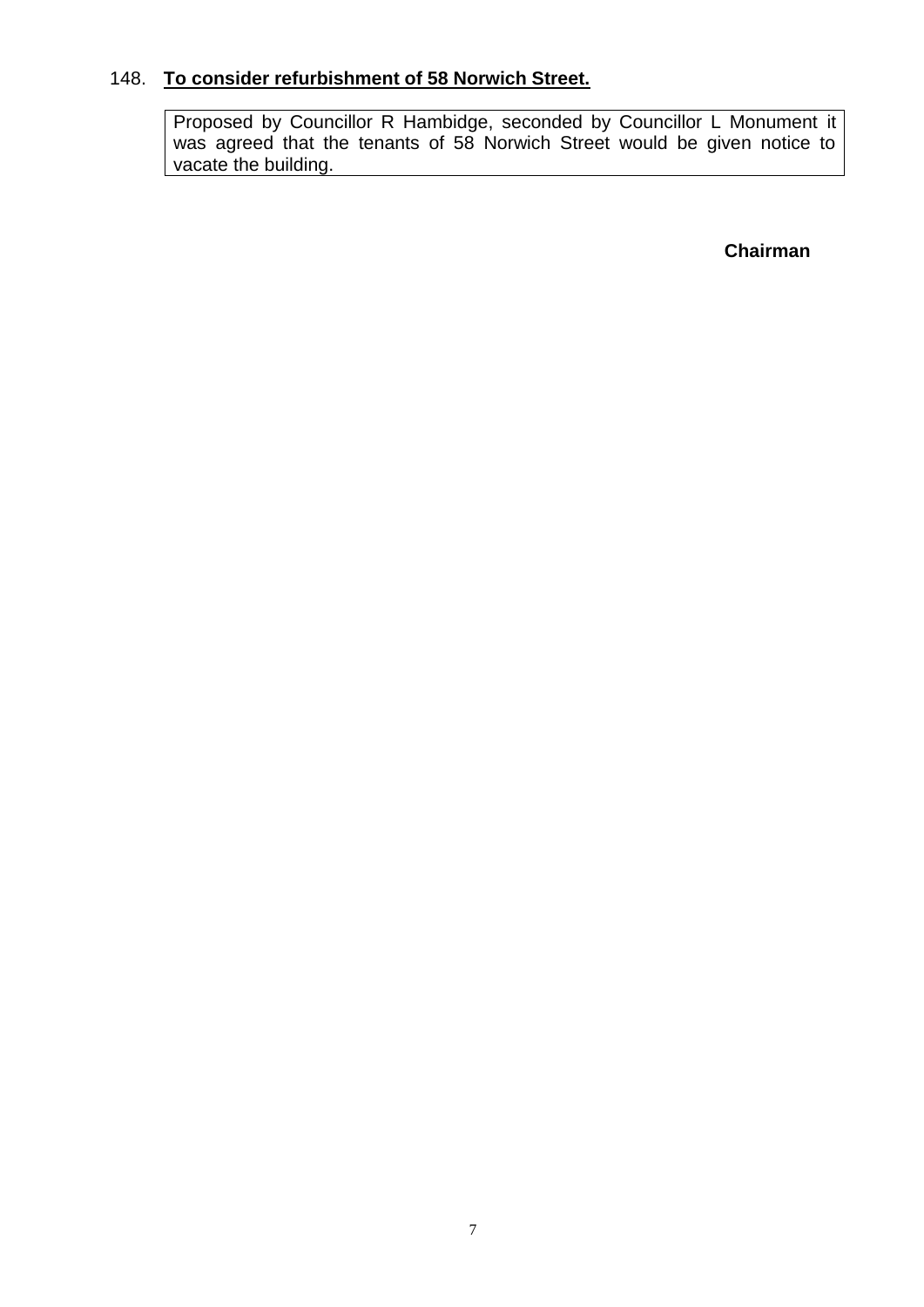148. **To consider refurbishment of 58 Norwich Street.**

Proposed by Councillor R Hambidge, seconded by Councillor L Monument it was agreed that the tenants of 58 Norwich Street would be given notice to vacate the building.

**Chairman**